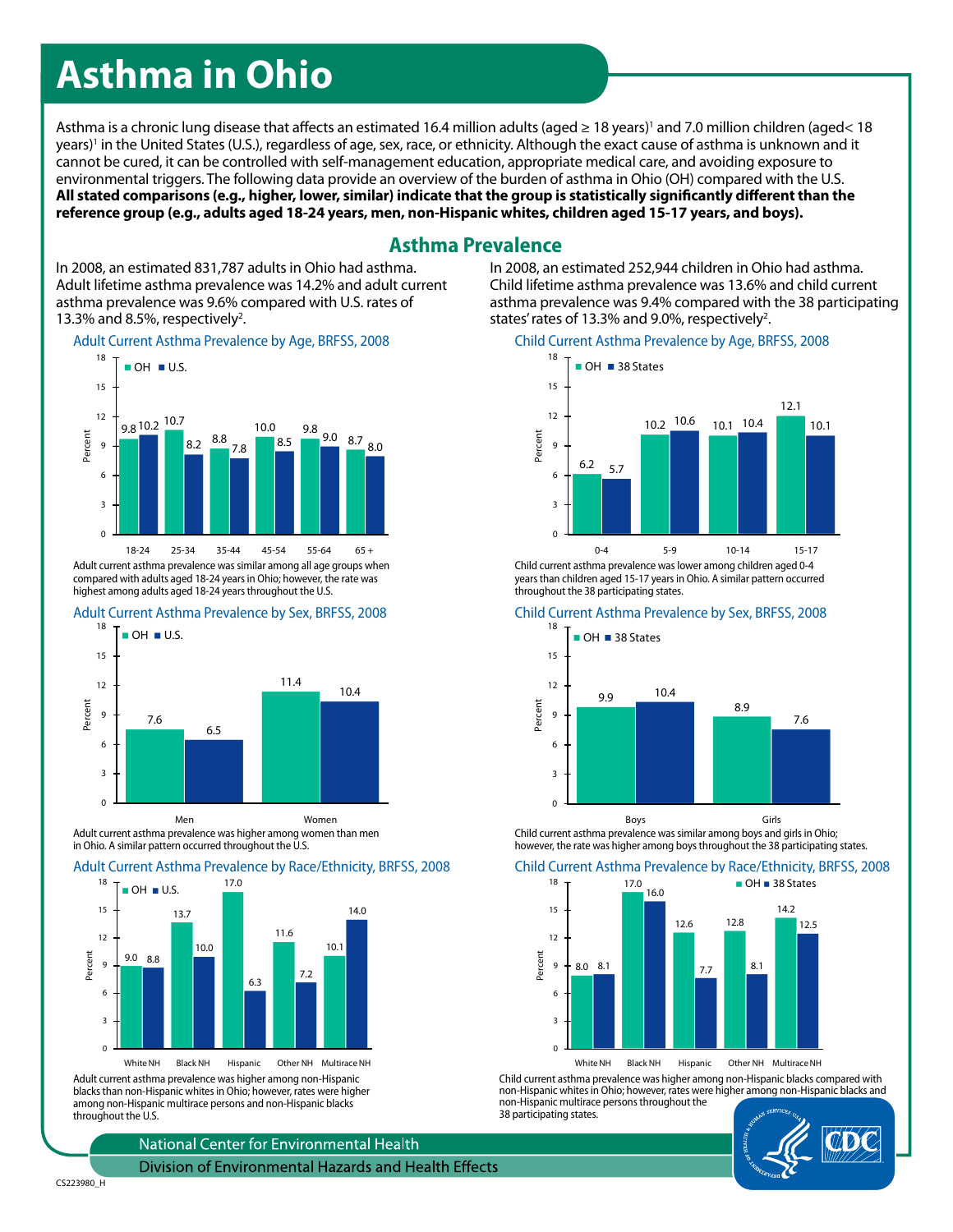# Asthma in Ohio

Asthma is a chronic lung disease that affects an estimated 16.4 million adults (aged ≥ 18 years)[1] and 7.0 million children (aged< 18 years)[1] in the United States (U.S.), regardless of age, sex, race, or ethnicity. Although the exact cause of asthma is unknown and it cannot be cured, it can be controlled with self-management education, appropriate medical care, and avoiding exposure to environmental triggers. The following data provide an overview of the burden of asthma in Ohio (OH) compared with the U.S. **All stated comparisons (e.g., higher, lower, similar) indicate that the group is statistically significantly different than the reference group (e.g., adults aged 18-24 years, men, non-Hispanic whites, children aged 15-17 years, and boys).**

## Asthma Prevalence

In 2008, an estimated 831,787 adults in Ohio had asthma. Adult lifetime asthma prevalence was 14.2% and adult current asthma prevalence was 9.6% compared with U.S. rates of 13.3% and 8.5%, respectively[2].

### Adult Current Asthma Prevalence by Age, BRFSS, 2008

| Age | OH (%) | U.S. (%) |
|---|---|---|
| 18-24 | 9.8 | 10.2 |
| 25-34 | 10.7 | 8.2 |
| 35-44 | 8.8 | 7.8 |
| 45-54 | 10.0 | 8.5 |
| 55-64 | 9.8 | 9.0 |
| 65 + | 8.7 | 8.0 |

Adult current asthma prevalence was similar among all age groups when compared with adults aged 18-24 years in Ohio; however, the rate was highest among adults aged 18-24 years throughout the U.S.

### Adult Current Asthma Prevalence by Sex, BRFSS, 2008

| Sex | OH (%) | U.S. (%) |
|---|---|---|
| Men | 7.6 | 6.5 |
| Women | 11.4 | 10.4 |

Adult current asthma prevalence was higher among women than men in Ohio. A similar pattern occurred throughout the U.S.

### Adult Current Asthma Prevalence by Race/Ethnicity, BRFSS, 2008

| Race/Ethnicity | OH (%) | U.S. (%) |
|---|---|---|
| White NH | 9.0 | 8.8 |
| Black NH | 13.7 | 10.0 |
| Hispanic | 17.0 | 6.3 |
| Other NH | 11.6 | 7.2 |
| Multirace NH | 10.1 | 14.0 |

Adult current asthma prevalence was higher among non-Hispanic blacks than non-Hispanic whites in Ohio; however, rates were higher among non-Hispanic multirace persons and non-Hispanic blacks throughout the U.S.

In 2008, an estimated 252,944 children in Ohio had asthma. Child lifetime asthma prevalence was 13.6% and child current asthma prevalence was 9.4% compared with the 38 participating states' rates of 13.3% and 9.0%, respectively[2].

### Child Current Asthma Prevalence by Age, BRFSS, 2008

| Age | OH (%) | 38 States (%) |
|---|---|---|
| 0-4 | 6.2 | 5.7 |
| 5-9 | 10.2 | 10.6 |
| 10-14 | 10.1 | 10.4 |
| 15-17 | 12.1 | 10.1 |

Child current asthma prevalence was lower among children aged 0-4 years than children aged 15-17 years in Ohio. A similar pattern occurred throughout the 38 participating states.

### Child Current Asthma Prevalence by Sex, BRFSS, 2008

| Sex | OH (%) | 38 States (%) |
|---|---|---|
| Boys | 9.9 | 10.4 |
| Girls | 8.9 | 7.6 |

Child current asthma prevalence was similar among boys and girls in Ohio; however, the rate was higher among boys throughout the 38 participating states.

### Child Current Asthma Prevalence by Race/Ethnicity, BRFSS, 2008

| Race/Ethnicity | OH (%) | 38 States (%) |
|---|---|---|
| White NH | 8.0 | 8.1 |
| Black NH | 17.0 | 16.0 |
| Hispanic | 12.6 | 7.7 |
| Other NH | 12.8 | 8.1 |
| Multirace NH | 14.2 | 12.5 |

Child current asthma prevalence was higher among non-Hispanic blacks compared with non-Hispanic whites in Ohio; however, rates were higher among non-Hispanic blacks and non-Hispanic multirace persons throughout the 38 participating states.

National Center for Environmental Health
Division of Environmental Hazards and Health Effects

CS223980_H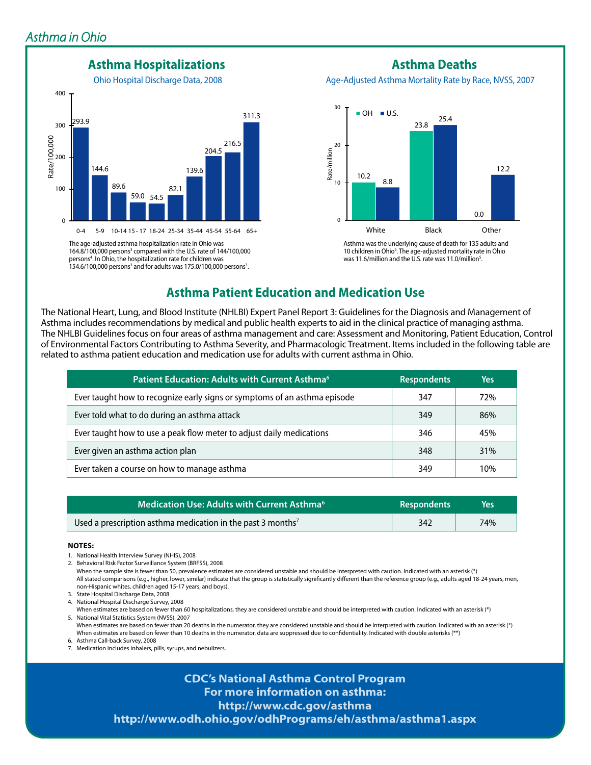*Asthma in Ohio*

## Asthma Hospitalizations

Ohio Hospital Discharge Data, 2008

Rate/100,000

400
300
200
100
0

293.9
144.6
89.6
59.0
54.5
82.1
139.6
204.5
216.5
311.3

0-4 5-9 10-14 15 - 17 18-24 25-34 35-44 45-54 55-64 65+

The age-adjusted asthma hospitalization rate in Ohio was 164.8/100,000 persons[3] compared with the U.S. rate of 144/100,000 persons[4]. In Ohio, the hospitalization rate for children was 154.6/100,000 persons[3] and for adults was 175.0/100,000 persons[3].

## Asthma Deaths

Age-Adjusted Asthma Mortality Rate by Race, NVSS, 2007

Rate/million

30
20
10
0

OH U.S.

10.2 8.8
23.8 25.4
0.0 12.2

White Black Other

Asthma was the underlying cause of death for 135 adults and 10 children in Ohio[5]. The age-adjusted mortality rate in Ohio was 11.6/million and the U.S. rate was 11.0/million[5].

## Asthma Patient Education and Medication Use

The National Heart, Lung, and Blood Institute (NHLBI) Expert Panel Report 3: Guidelines for the Diagnosis and Management of Asthma includes recommendations by medical and public health experts to aid in the clinical practice of managing asthma. The NHLBI Guidelines focus on four areas of asthma management and care: Assessment and Monitoring, Patient Education, Control of Environmental Factors Contributing to Asthma Severity, and Pharmacologic Treatment. Items included in the following table are related to asthma patient education and medication use for adults with current asthma in Ohio.

| Patient Education: Adults with Current Asthma[6] | Respondents | Yes |
|---|---|---|
| Ever taught how to recognize early signs or symptoms of an asthma episode | 347 | 72% |
| Ever told what to do during an asthma attack | 349 | 86% |
| Ever taught how to use a peak flow meter to adjust daily medications | 346 | 45% |
| Ever given an asthma action plan | 348 | 31% |
| Ever taken a course on how to manage asthma | 349 | 10% |

| Medication Use: Adults with Current Asthma[6] | Respondents | Yes |
|---|---|---|
| Used a prescription asthma medication in the past 3 months[7] | 342 | 74% |

**NOTES:**

1. National Health Interview Survey (NHIS), 2008
2. Behavioral Risk Factor Surveillance System (BRFSS), 2008
   When the sample size is fewer than 50, prevalence estimates are considered unstable and should be interpreted with caution. Indicated with an asterisk (*)
   All stated comparisons (e.g., higher, lower, similar) indicate that the group is statistically significantly different than the reference group (e.g., adults aged 18-24 years, men, non-Hispanic whites, children aged 15-17 years, and boys).
3. State Hospital Discharge Data, 2008
4. National Hospital Discharge Survey, 2008
   When estimates are based on fewer than 60 hospitalizations, they are considered unstable and should be interpreted with caution. Indicated with an asterisk (*)
5. National Vital Statistics System (NVSS), 2007
   When estimates are based on fewer than 20 deaths in the numerator, they are considered unstable and should be interpreted with caution. Indicated with an asterisk (*)
   When estimates are based on fewer than 10 deaths in the numerator, data are suppressed due to confidentiality. Indicated with double asterisks (**)
6. Asthma Call-back Survey, 2008
7. Medication includes inhalers, pills, syrups, and nebulizers.

**CDC's National Asthma Control Program**
**For more information on asthma:**
**http://www.cdc.gov/asthma**
**http://www.odh.ohio.gov/odhPrograms/eh/asthma/asthma1.aspx**